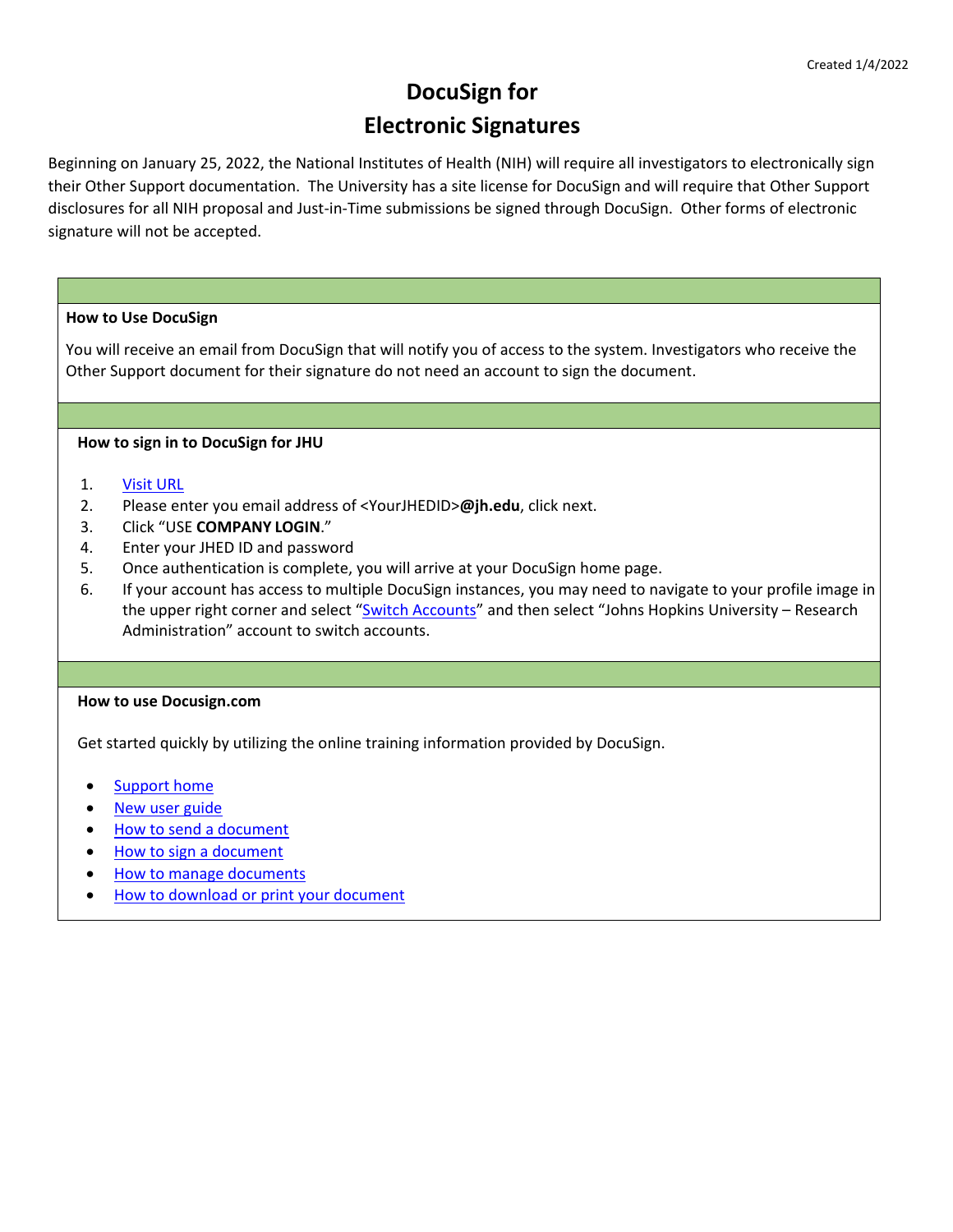Created 1/4/2022

# DocuSign for Electronic Signatures

Beginning on January 25, 2022, the National Institutes of Health (NIH) will require all investigators to electronically sign their Other Support documentation. The University has a site license for DocuSign and will require that Other Support disclosures for all NIH proposal and Just-in-Time submissions be signed through DocuSign. Other forms of electronic signature will not be accepted.

## How to Use DocuSign

You will receive an email from DocuSign that will notify you of access to the system. Investigators who receive the Other Support document for their signature do not need an account to sign the document.

## How to sign in to DocuSign for JHU

1. Visit URL
2. Please enter you email address of <YourJHEDID>**@jh.edu**, click next.
3. Click "USE **COMPANY LOGIN**."
4. Enter your JHED ID and password
5. Once authentication is complete, you will arrive at your DocuSign home page.
6. If your account has access to multiple DocuSign instances, you may need to navigate to your profile image in the upper right corner and select "Switch Accounts" and then select "Johns Hopkins University – Research Administration" account to switch accounts.

## How to use Docusign.com

Get started quickly by utilizing the online training information provided by DocuSign.

- Support home
- New user guide
- How to send a document
- How to sign a document
- How to manage documents
- How to download or print your document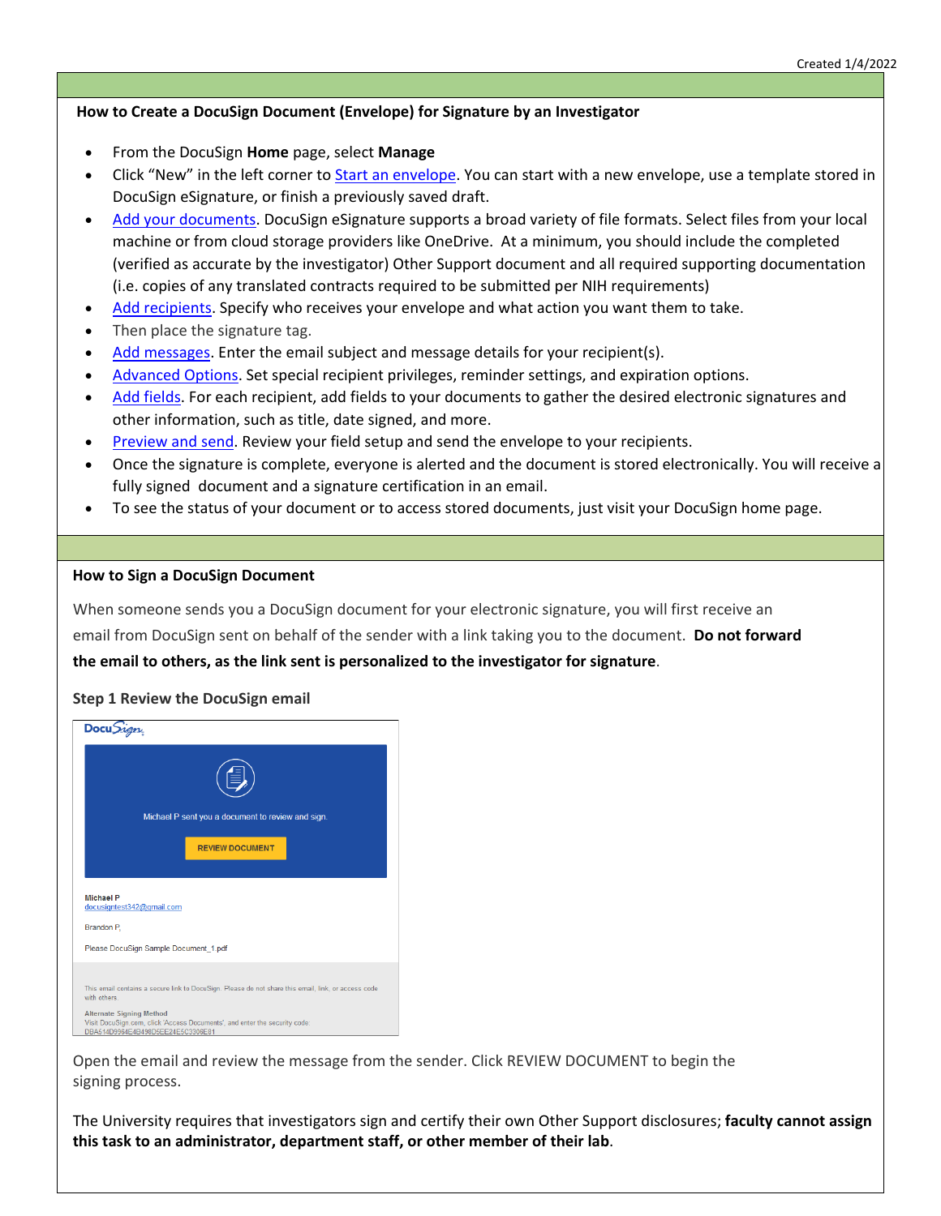Created 1/4/2022

## How to Create a DocuSign Document (Envelope) for Signature by an Investigator

- From the DocuSign **Home** page, select **Manage**
- Click "New" in the left corner to Start an envelope. You can start with a new envelope, use a template stored in DocuSign eSignature, or finish a previously saved draft.
- Add your documents. DocuSign eSignature supports a broad variety of file formats. Select files from your local machine or from cloud storage providers like OneDrive. At a minimum, you should include the completed (verified as accurate by the investigator) Other Support document and all required supporting documentation (i.e. copies of any translated contracts required to be submitted per NIH requirements)
- Add recipients. Specify who receives your envelope and what action you want them to take.
- Then place the signature tag.
- Add messages. Enter the email subject and message details for your recipient(s).
- Advanced Options. Set special recipient privileges, reminder settings, and expiration options.
- Add fields. For each recipient, add fields to your documents to gather the desired electronic signatures and other information, such as title, date signed, and more.
- Preview and send. Review your field setup and send the envelope to your recipients.
- Once the signature is complete, everyone is alerted and the document is stored electronically. You will receive a fully signed document and a signature certification in an email.
- To see the status of your document or to access stored documents, just visit your DocuSign home page.

## How to Sign a DocuSign Document

When someone sends you a DocuSign document for your electronic signature, you will first receive an email from DocuSign sent on behalf of the sender with a link taking you to the document. **Do not forward the email to others, as the link sent is personalized to the investigator for signature**.

### Step 1 Review the DocuSign email

DocuSign

Michael P sent you a document to review and sign.

REVIEW DOCUMENT

Michael P
docusigntest342@gmail.com

Brandon P,

Please DocuSign Sample Document_1.pdf

This email contains a secure link to DocuSign. Please do not share this email, link, or access code with others.

Alternate Signing Method
Visit DocuSign.com, click 'Access Documents', and enter the security code:
DBA514D9964E4B498D5EE24E5C3308E81

Open the email and review the message from the sender. Click REVIEW DOCUMENT to begin the signing process.

The University requires that investigators sign and certify their own Other Support disclosures; **faculty cannot assign this task to an administrator, department staff, or other member of their lab**.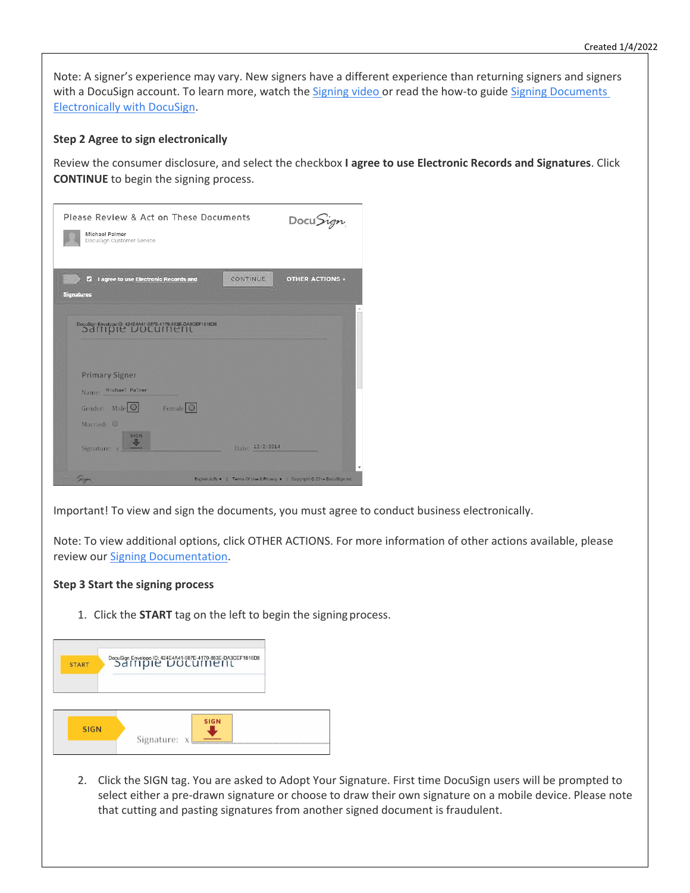Note: A signer's experience may vary. New signers have a different experience than returning signers and signers with a DocuSign account. To learn more, watch the [Signing video](#) or read the how-to guide [Signing Documents Electronically with DocuSign](#).

### Step 2 Agree to sign electronically

Review the consumer disclosure, and select the checkbox **I agree to use Electronic Records and Signatures**. Click **CONTINUE** to begin the signing process.

Important! To view and sign the documents, you must agree to conduct business electronically.

Note: To view additional options, click OTHER ACTIONS. For more information of other actions available, please review our [Signing Documentation](#).

### Step 3 Start the signing process

1. Click the **START** tag on the left to begin the signing process.

2. Click the SIGN tag. You are asked to Adopt Your Signature. First time DocuSign users will be prompted to select either a pre-drawn signature or choose to draw their own signature on a mobile device. Please note that cutting and pasting signatures from another signed document is fraudulent.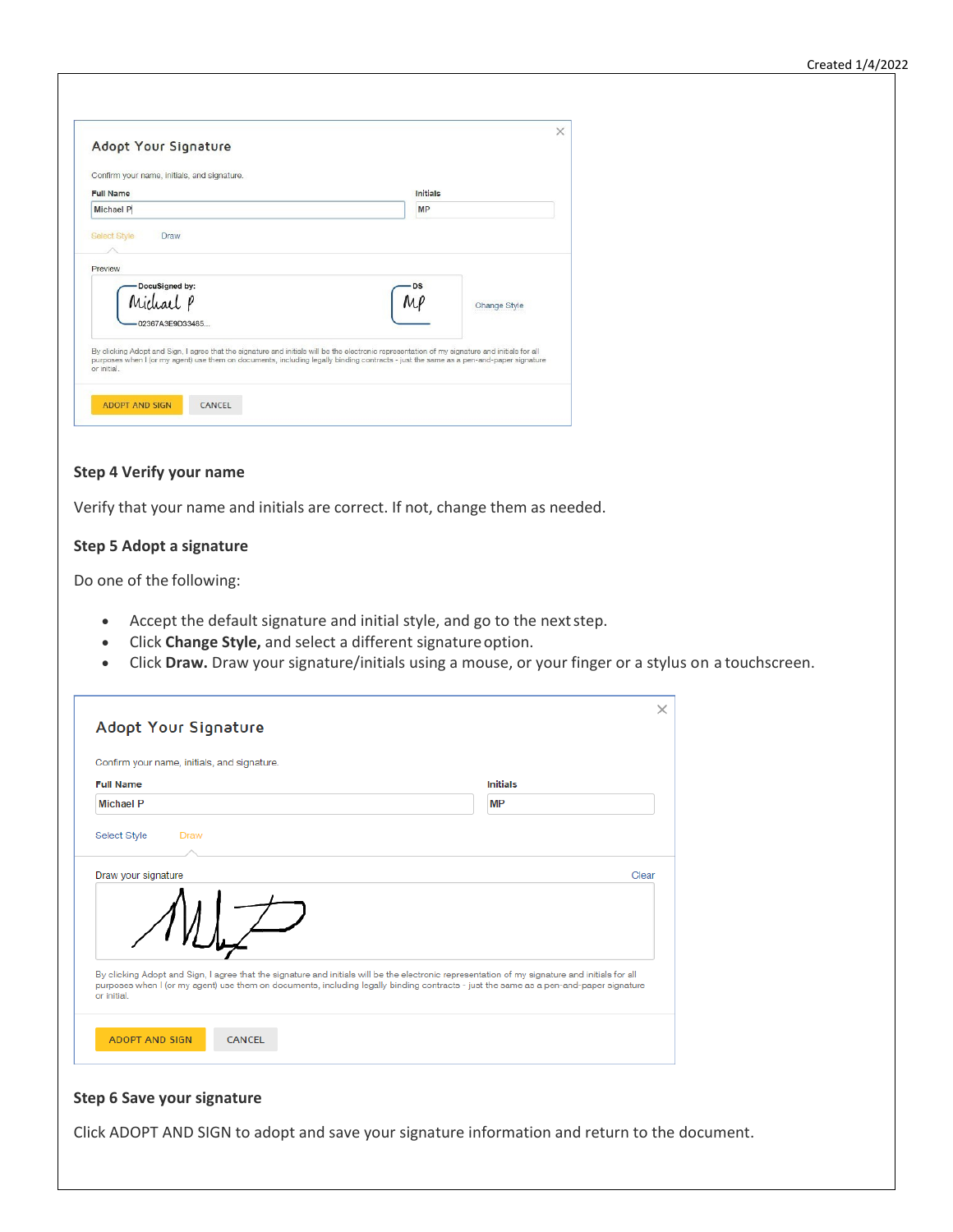Adopt Your Signature

Confirm your name, initials, and signature.

Full Name: Michael P

Initials: MP

Select Style    Draw

Preview

DocuSigned by: Michael P 02367A3E9D33485...

DS MP

Change Style

By clicking Adopt and Sign, I agree that the signature and initials will be the electronic representation of my signature and initials for all purposes when I (or my agent) use them on documents, including legally binding contracts - just the same as a pen-and-paper signature or initial.

ADOPT AND SIGN    CANCEL

**Step 4 Verify your name**

Verify that your name and initials are correct. If not, change them as needed.

**Step 5 Adopt a signature**

Do one of the following:

- Accept the default signature and initial style, and go to the next step.
- Click **Change Style,** and select a different signature option.
- Click **Draw.** Draw your signature/initials using a mouse, or your finger or a stylus on a touchscreen.

Adopt Your Signature

Confirm your name, initials, and signature.

Full Name: Michael P

Initials: MP

Select Style    Draw

Draw your signature    Clear

By clicking Adopt and Sign, I agree that the signature and initials will be the electronic representation of my signature and initials for all purposes when I (or my agent) use them on documents, including legally binding contracts - just the same as a pen-and-paper signature or initial.

ADOPT AND SIGN    CANCEL

**Step 6 Save your signature**

Click ADOPT AND SIGN to adopt and save your signature information and return to the document.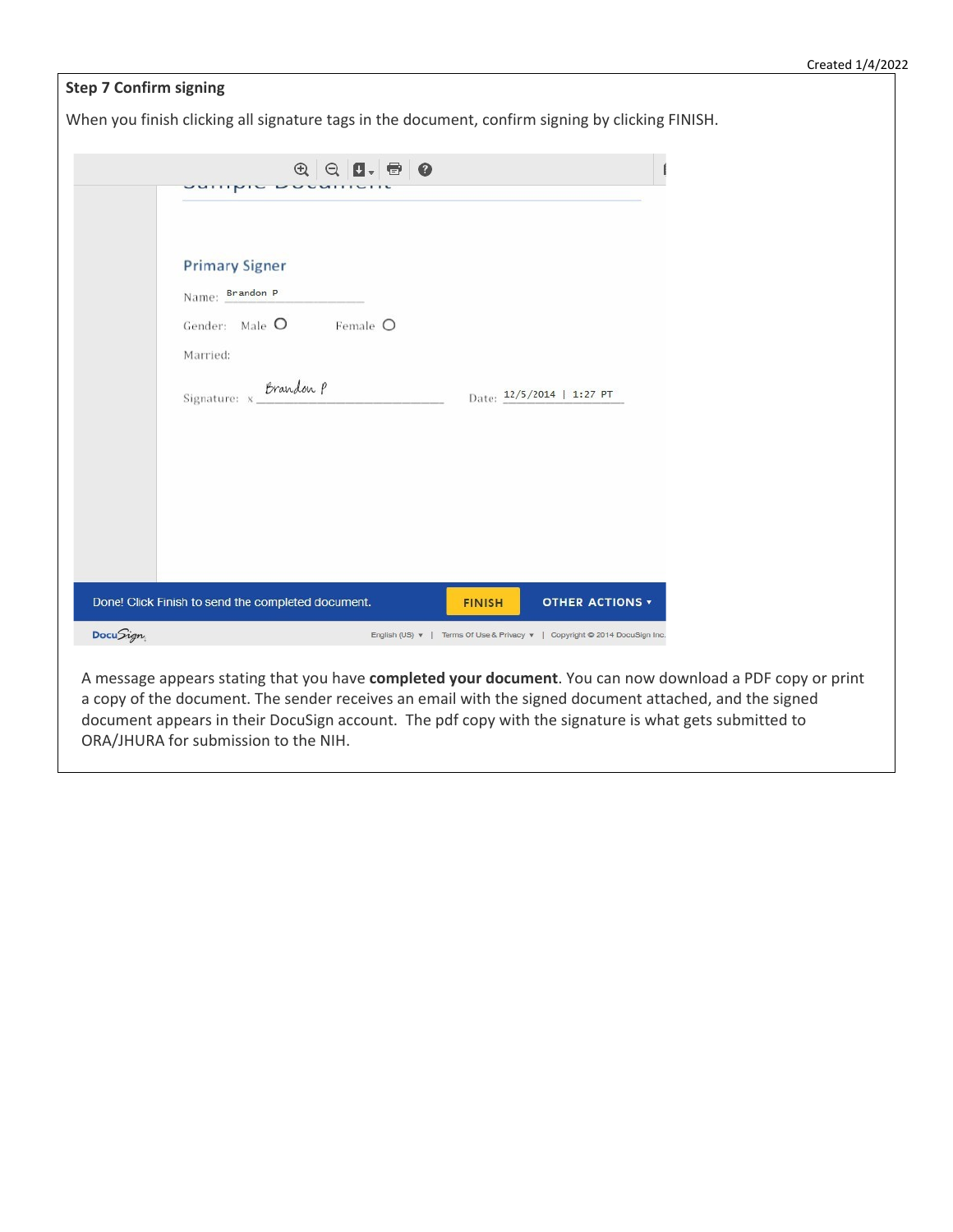## Step 7 Confirm signing

When you finish clicking all signature tags in the document, confirm signing by clicking FINISH.

Primary Signer

Name: Brandon P

Gender: Male Female

Married:

Signature: x Brandon P

Date: 12/5/2014 | 1:27 PT

Done! Click Finish to send the completed document.

FINISH

OTHER ACTIONS ▾

DocuSign

English (US) ▾ | Terms Of Use & Privacy ▾ | Copyright © 2014 DocuSign Inc.

A message appears stating that you have **completed your document**. You can now download a PDF copy or print a copy of the document. The sender receives an email with the signed document attached, and the signed document appears in their DocuSign account. The pdf copy with the signature is what gets submitted to ORA/JHURA for submission to the NIH.